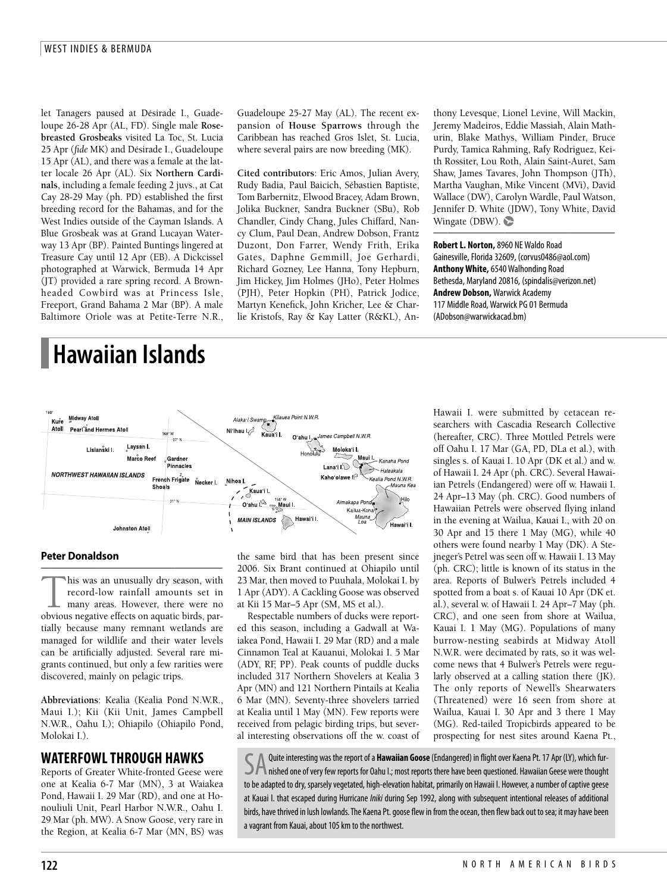let Tanagers paused at Désirade I., Guadeloupe 26-28 Apr (AL, FD). Single male **Rose-breasted Grosbeaks** visited La Toc, St. Lucia 25 Apr (*fide* MK) and Désirade I., Guadeloupe 15 Apr (AL), and there was a female at the latter locale 26 Apr (AL). Six **Northern Cardinals**, including a female feeding 2 juvs., at Cat Cay 28-29 May (ph. PD) established the first breeding record for the Bahamas, and for the West Indies outside of the Cayman Islands. A Blue Grosbeak was at Grand Lucayan Waterway 13 Apr (BP). Painted Buntings lingered at Treasure Cay until 12 Apr (EB). A Dickcissel photographed at Warwick, Bermuda 14 Apr (JT) provided a rare spring record. A Brown-headed Cowbird was at Princess Isle, Freeport, Grand Bahama 2 Mar (BP). A male Baltimore Oriole was at Petite-Terre N.R., Guadeloupe 25-27 May (AL). The recent expansion of **House Sparrows** through the Caribbean has reached Gros Islet, St. Lucia, where several pairs are now breeding (MK).

**Cited contributors**: Eric Amos, Julian Avery, Rudy Badia, Paul Baicich, Sébastien Baptiste, Tom Barbernitz, Elwood Bracey, Adam Brown, Jolika Buckner, Sandra Buckner (SBu), Rob Chandler, Cindy Chang, Jules Chiffard, Nancy Clum, Paul Dean, Andrew Dobson, Frantz Duzont, Don Farrer, Wendy Frith, Erika Gates, Daphne Gemmill, Joe Gerhardi, Richard Gozney, Lee Hanna, Tony Hepburn, Jim Hickey, Jim Holmes (JHo), Peter Holmes (PJH), Peter Hopkin (PH), Patrick Jodice, Martyn Kenefick, John Kricher, Lee & Charlie Kristofs, Ray & Kay Latter (R&KL), Anthony Levesque, Lionel Levine, Will Mackin, Jeremy Madeiros, Eddie Massiah, Alain Mathurin, Blake Mathys, William Pinder, Bruce Purdy, Tamica Rahming, Rafy Rodriguez, Keith Rossiter, Lou Roth, Alain Saint-Auret, Sam Shaw, James Tavares, John Thompson (JTh), Martha Vaughan, Mike Vincent (MVi), David Wallace (DW), Carolyn Wardle, Paul Watson, Jennifer D. White (JDW), Tony White, David Wingate (DBW).

**Robert L. Norton,** 8960 NE Waldo Road Gainesville, Florida 32609, (corvus0486@aol.com)
**Anthony White,** 6540 Walhonding Road Bethesda, Maryland 20816, (spindalis@verizon.net)
**Andrew Dobson,** Warwick Academy 117 Middle Road, Warwick PG 01 Bermuda (ADobson@warwickacad.bm)

# Hawaiian Islands

Midway Atoll, Kure Atoll, Pearl and Hermes Atoll, Lisianski I., Laysan I., Maro Reef, Gardner Pinnacles, NORTHWEST HAWAIIAN ISLANDS, French Frigate Shoals, Necker I., Nihoa I., Johnston Atoll, Ni'ihau I., Kaua'i I., Alaka'i Swamp, Kilauea Point N.W.R., O'ahu I., Honolulu, James Campbell N.W.R., Moloka'i I., Lana'i I., Maui I., Kanaha Pond, Haleakala, Kaho'olawe I., Kealia Pond N.W.R., Mauna Kea, Hilo, Aimakapa Pond, Kailua-Kona, Mauna Loa, Hawai'i I., MAIN ISLANDS, 160° W, 156° W, 27° N, 21° N, 180°

## Peter Donaldson

This was an unusually dry season, with record-low rainfall amounts set in many areas. However, there were no obvious negative effects on aquatic birds, partially because many remnant wetlands are managed for wildlife and their water levels can be artificially adjusted. Several rare migrants continued, but only a few rarities were discovered, mainly on pelagic trips.

**Abbreviations**: Kealia (Kealia Pond N.W.R., Maui I.); Kii (Kii Unit, James Campbell N.W.R., Oahu I.); Ohiapilo (Ohiapilo Pond, Molokai I.).

## WATERFOWL THROUGH HAWKS

Reports of Greater White-fronted Geese were one at Kealia 6-7 Mar (MN), 3 at Waiakea Pond, Hawaii I. 29 Mar (RD), and one at Honouliuli Unit, Pearl Harbor N.W.R., Oahu I. 29 Mar (ph. MW). A Snow Goose, very rare in the Region, at Kealia 6-7 Mar (MN, BS) was the same bird that has been present since 2006. Six Brant continued at Ohiapilo until 23 Mar, then moved to Puuhala, Molokai I. by 1 Apr (ADY). A Cackling Goose was observed at Kii 15 Mar–5 Apr (SM, MS et al.).

Respectable numbers of ducks were reported this season, including a Gadwall at Waiakea Pond, Hawaii I. 29 Mar (RD) and a male Cinnamon Teal at Kauanui, Molokai I. 5 Mar (ADY, RF, PP). Peak counts of puddle ducks included 317 Northern Shovelers at Kealia 3 Apr (MN) and 121 Northern Pintails at Kealia 6 Mar (MN). Seventy-three shovelers tarried at Kealia until 1 May (MN). Few reports were received from pelagic birding trips, but several interesting observations off the w. coast of Hawaii I. were submitted by cetacean researchers with Cascadia Research Collective (hereafter, CRC). Three Mottled Petrels were off Oahu I. 17 Mar (GA, PD, DLa et al.), with singles s. of Kauai I. 10 Apr (DK et al.) and w. of Hawaii I. 24 Apr (ph. CRC). Several Hawaiian Petrels (Endangered) were off w. Hawaii I. 24 Apr–13 May (ph. CRC). Good numbers of Hawaiian Petrels were observed flying inland in the evening at Wailua, Kauai I., with 20 on 30 Apr and 15 there 1 May (MG), while 40 others were found nearby 1 May (DK). A Stejneger's Petrel was seen off w. Hawaii I. 13 May (ph. CRC); little is known of its status in the area. Reports of Bulwer's Petrels included 4 spotted from a boat s. of Kauai 10 Apr (DK et. al.), several w. of Hawaii I. 24 Apr–7 May (ph. CRC), and one seen from shore at Wailua, Kauai I. 1 May (MG). Populations of many burrow-nesting seabirds at Midway Atoll N.W.R. were decimated by rats, so it was welcome news that 4 Bulwer's Petrels were regularly observed at a calling station there (JK). The only reports of Newell's Shearwaters (Threatened) were 16 seen from shore at Wailua, Kauai I. 30 Apr and 3 there 1 May (MG). Red-tailed Tropicbirds appeared to be prospecting for nest sites around Kaena Pt.,

SA Quite interesting was the report of a **Hawaiian Goose** (Endangered) in flight over Kaena Pt. 17 Apr (LY), which furnished one of very few reports for Oahu I.; most reports there have been questioned. Hawaiian Geese were thought to be adapted to dry, sparsely vegetated, high-elevation habitat, primarily on Hawaii I. However, a number of captive geese at Kauai I. that escaped during Hurricane *Iniki* during Sep 1992, along with subsequent intentional releases of additional birds, have thrived in lush lowlands. The Kaena Pt. goose flew in from the ocean, then flew back out to sea; it may have been a vagrant from Kauai, about 105 km to the northwest.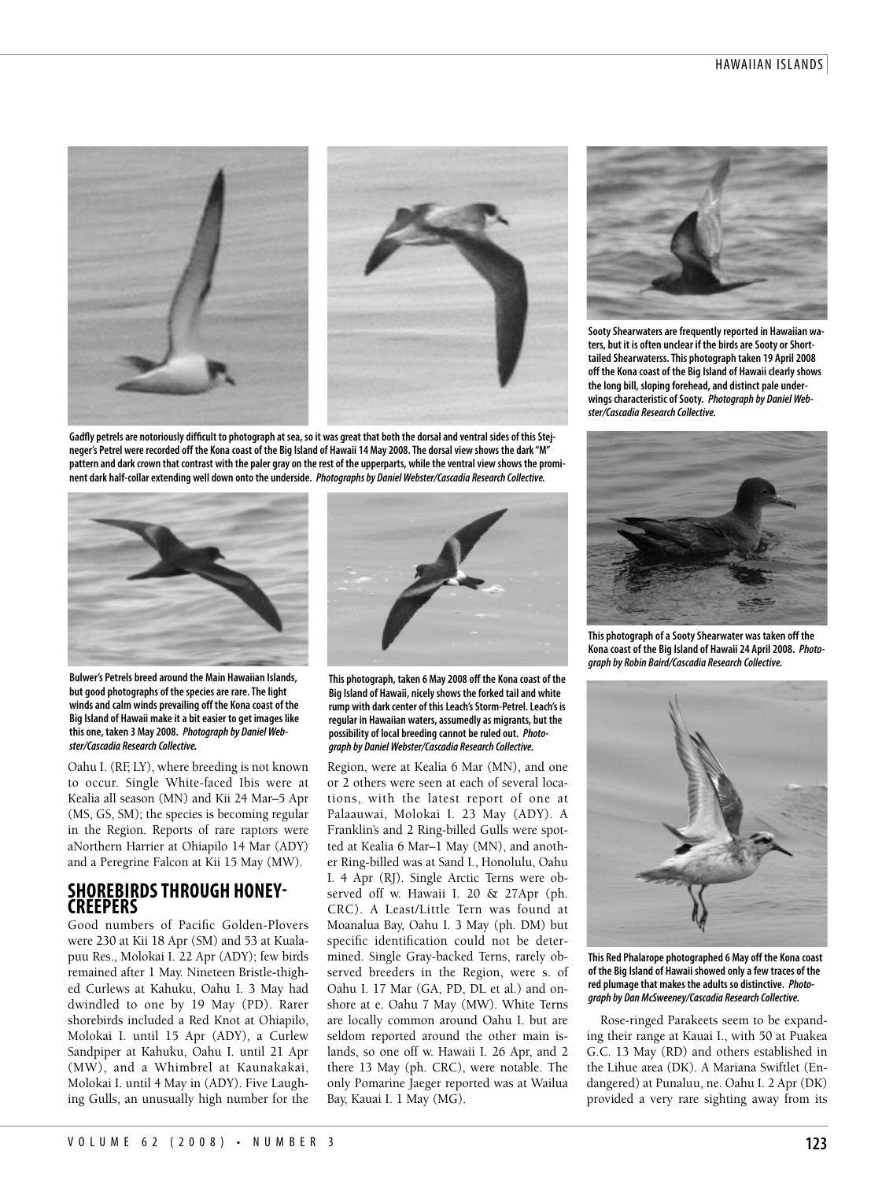Gadfly petrels are notoriously difficult to photograph at sea, so it was great that both the dorsal and ventral sides of this Stejneger's Petrel were recorded off the Kona coast of the Big Island of Hawaii 14 May 2008. The dorsal view shows the dark "M" pattern and dark crown that contrast with the paler gray on the rest of the upperparts, while the ventral view shows the prominent dark half-collar extending well down onto the underside. *Photographs by Daniel Webster/Cascadia Research Collective.*

Sooty Shearwaters are frequently reported in Hawaiian waters, but it is often unclear if the birds are Sooty or Short-tailed Shearwaterss. This photograph taken 19 April 2008 off the Kona coast of the Big Island of Hawaii clearly shows the long bill, sloping forehead, and distinct pale underwings characteristic of Sooty. *Photograph by Daniel Webster/Cascadia Research Collective.*

Bulwer's Petrels breed around the Main Hawaiian Islands, but good photographs of the species are rare. The light winds and calm winds prevailing off the Kona coast of the Big Island of Hawaii make it a bit easier to get images like this one, taken 3 May 2008. *Photograph by Daniel Webster/Cascadia Research Collective.*

This photograph, taken 6 May 2008 off the Kona coast of the Big Island of Hawaii, nicely shows the forked tail and white rump with dark center of this Leach's Storm-Petrel. Leach's is regular in Hawaiian waters, assumedly as migrants, but the possibility of local breeding cannot be ruled out. *Photograph by Daniel Webster/Cascadia Research Collective.*

This photograph of a Sooty Shearwater was taken off the Kona coast of the Big Island of Hawaii 24 April 2008. *Photograph by Robin Baird/Cascadia Research Collective.*

Oahu I. (RF, LY), where breeding is not known to occur. Single White-faced Ibis were at Kealia all season (MN) and Kii 24 Mar–5 Apr (MS, GS, SM); the species is becoming regular in the Region. Reports of rare raptors were aNorthern Harrier at Ohiapilo 14 Mar (ADY) and a Peregrine Falcon at Kii 15 May (MW).

## SHOREBIRDS THROUGH HONEYCREEPERS

Good numbers of Pacific Golden-Plovers were 230 at Kii 18 Apr (SM) and 53 at Kualapuu Res., Molokai I. 22 Apr (ADY); few birds remained after 1 May. Nineteen Bristle-thighed Curlews at Kahuku, Oahu I. 3 May had dwindled to one by 19 May (PD). Rarer shorebirds included a Red Knot at Ohiapilo, Molokai I. until 15 Apr (ADY), a Curlew Sandpiper at Kahuku, Oahu I. until 21 Apr (MW), and a Whimbrel at Kaunakakai, Molokai I. until 4 May in (ADY). Five Laughing Gulls, an unusually high number for the Region, were at Kealia 6 Mar (MN), and one or 2 others were seen at each of several locations, with the latest report of one at Palaauwai, Molokai I. 23 May (ADY). A Franklin's and 2 Ring-billed Gulls were spotted at Kealia 6 Mar–1 May (MN), and another Ring-billed was at Sand I., Honolulu, Oahu I. 4 Apr (RJ). Single Arctic Terns were observed off w. Hawaii I. 20 & 27Apr (ph. CRC). A Least/Little Tern was found at Moanalua Bay, Oahu I. 3 May (ph. DM) but specific identification could not be determined. Single Gray-backed Terns, rarely observed breeders in the Region, were s. of Oahu I. 17 Mar (GA, PD, DL et al.) and onshore at e. Oahu 7 May (MW). White Terns are locally common around Oahu I. but are seldom reported around the other main islands, so one off w. Hawaii I. 26 Apr, and 2 there 13 May (ph. CRC), were notable. The only Pomarine Jaeger reported was at Wailua Bay, Kauai I. 1 May (MG).

This Red Phalarope photographed 6 May off the Kona coast of the Big Island of Hawaii showed only a few traces of the red plumage that makes the adults so distinctive. *Photograph by Dan McSweeney/Cascadia Research Collective.*

Rose-ringed Parakeets seem to be expanding their range at Kauai I., with 50 at Puakea G.C. 13 May (RD) and others established in the Lihue area (DK). A Mariana Swiftlet (Endangered) at Punaluu, ne. Oahu I. 2 Apr (DK) provided a very rare sighting away from its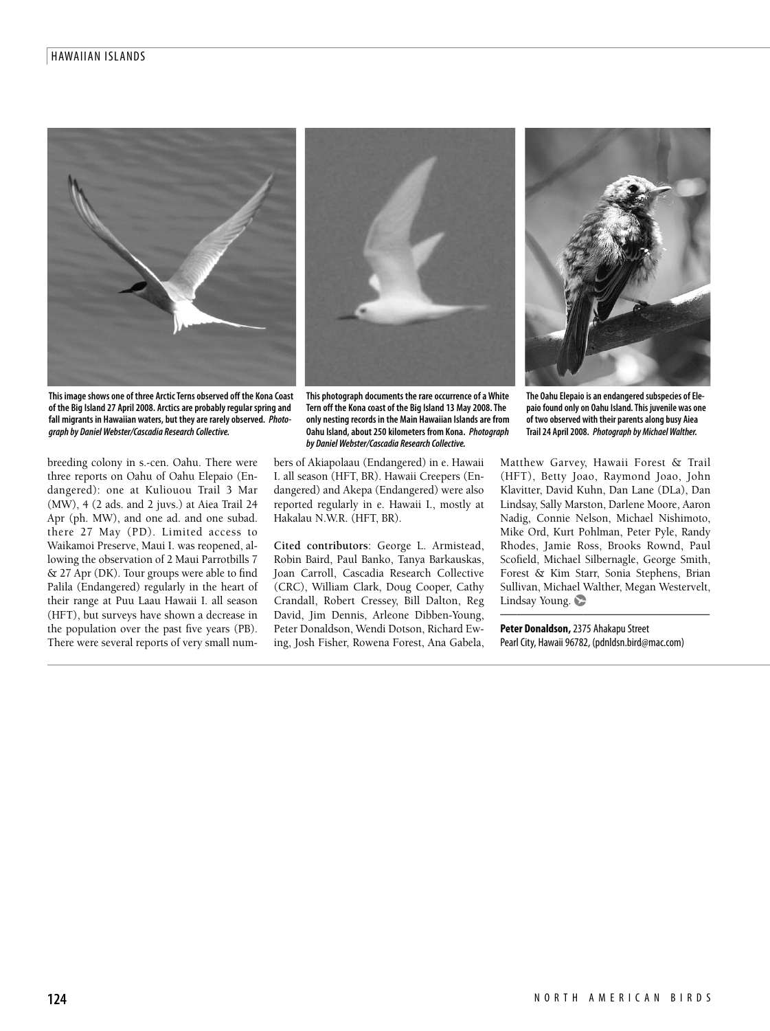This image shows one of three Arctic Terns observed off the Kona Coast of the Big Island 27 April 2008. Arctics are probably regular spring and fall migrants in Hawaiian waters, but they are rarely observed. *Photograph by Daniel Webster/Cascadia Research Collective.*

This photograph documents the rare occurrence of a White Tern off the Kona coast of the Big Island 13 May 2008. The only nesting records in the Main Hawaiian Islands are from Oahu Island, about 250 kilometers from Kona. *Photograph by Daniel Webster/Cascadia Research Collective.*

The Oahu Elepaio is an endangered subspecies of Elepaio found only on Oahu Island. This juvenile was one of two observed with their parents along busy Aiea Trail 24 April 2008. *Photograph by Michael Walther.*

breeding colony in s.-cen. Oahu. There were three reports on Oahu of Oahu Elepaio (Endangered): one at Kuliouou Trail 3 Mar (MW), 4 (2 ads. and 2 juvs.) at Aiea Trail 24 Apr (ph. MW), and one ad. and one subad. there 27 May (PD). Limited access to Waikamoi Preserve, Maui I. was reopened, allowing the observation of 2 Maui Parrotbills 7 & 27 Apr (DK). Tour groups were able to find Palila (Endangered) regularly in the heart of their range at Puu Laau Hawaii I. all season (HFT), but surveys have shown a decrease in the population over the past five years (PB). There were several reports of very small numbers of Akiapolaau (Endangered) in e. Hawaii I. all season (HFT, BR). Hawaii Creepers (Endangered) and Akepa (Endangered) were also reported regularly in e. Hawaii I., mostly at Hakalau N.W.R. (HFT, BR).

**Cited contributors**: George L. Armistead, Robin Baird, Paul Banko, Tanya Barkauskas, Joan Carroll, Cascadia Research Collective (CRC), William Clark, Doug Cooper, Cathy Crandall, Robert Cressey, Bill Dalton, Reg David, Jim Dennis, Arleone Dibben-Young, Peter Donaldson, Wendi Dotson, Richard Ewing, Josh Fisher, Rowena Forest, Ana Gabela, Matthew Garvey, Hawaii Forest & Trail (HFT), Betty Joao, Raymond Joao, John Klavitter, David Kuhn, Dan Lane (DLa), Dan Lindsay, Sally Marston, Darlene Moore, Aaron Nadig, Connie Nelson, Michael Nishimoto, Mike Ord, Kurt Pohlman, Peter Pyle, Randy Rhodes, Jamie Ross, Brooks Rownd, Paul Scofield, Michael Silbernagle, George Smith, Forest & Kim Starr, Sonia Stephens, Brian Sullivan, Michael Walther, Megan Westervelt, Lindsay Young.

---

**Peter Donaldson,** 2375 Ahakapu Street
Pearl City, Hawaii 96782, (pdnldsn.bird@mac.com)